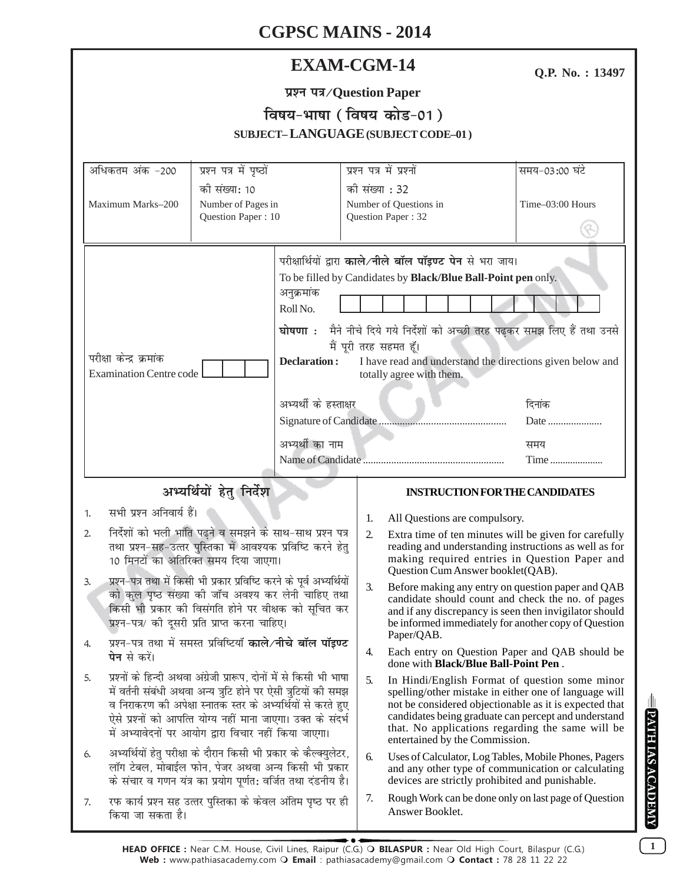# CGPSC MAINS - 2014

## EXAM-CGM-14

**Q.P. No. : 13497**

**प्रश्न पत्र/Question Paper**

**विषय-भाषा ( विषय कोड-01 )**

**SUBJECT– LANGUAGE (SUBJECT CODE–01)**

| अधिकतम अंक -200<br>Maximum Marks–200 | प्रश्न पत्र में पृष्ठों की संख्या: 10<br>Number of Pages in Question Paper : 10 | प्रश्न पत्र में प्रश्नों की संख्या : 32<br>Number of Questions in Question Paper : 32 | समय-03:00 घंटे<br>Time–03:00 Hours |
|---|---|---|---|

परीक्षा केन्द्र क्रमांक
Examination Centre code

परीक्षार्थियों द्वारा **काले/नीले बॉल पॉइण्ट पेन** से भरा जाय।
To be filled by Candidates by **Black/Blue Ball-Point pen** only.

अनुक्रमांक
Roll No.

**घोषणा :** मैने नीचे दिये गये निर्देशों को अच्छी तरह पढ़कर समझ लिए हैं तथा उनसे मैं पूरी तरह सहमत हूँ।

**Declaration :** I have read and understand the directions given below and totally agree with them.

अभ्यर्थी के हस्ताक्षर
Signature of Candidate ................................................ दिनांक Date ....................

अभ्यर्थी का नाम
Name of Candidate ...................................................... समय Time ....................

### अभ्यर्थियों हेतु निर्देश

1. सभी प्रश्न अनिवार्य हैं।
2. निर्देशों को भली भांति पढ़ने व समझने के साथ-साथ प्रश्न पत्र तथा प्रश्न-सह-उत्तर पुस्तिका में आवश्यक प्रविष्टि करने हेतु 10 मिनटों का अतिरिक्त समय दिया जाएगा।
3. प्रश्न-पत्र तथा में किसी भी प्रकार प्रविष्टि करने के पूर्व अभ्यर्थियों को कुल पृष्ठ संख्या की जाँच अवश्य कर लेनी चाहिए तथा किसी भी प्रकार की विसंगति होने पर वीक्षक को सूचित कर प्रश्न-पत्र/ की दूसरी प्रति प्राप्त करना चाहिए।
4. प्रश्न-पत्र तथा में समस्त प्रविष्टियाँ **काले/नीचे बॉल पॉइण्ट पेन** से करें।
5. प्रश्नों के हिन्दी अथवा अंग्रेजी प्रारूप, दोनों में से किसी भी भाषा में वर्तनी संबंधी अथवा अन्य त्रुटि होने पर ऐसी त्रुटियों की समझ व निराकरण की अपेक्षा स्नातक स्तर के अभ्यर्थियों से करते हुए ऐसे प्रश्नों को आपत्ति योग्य नहीं माना जाएगा। उक्त के संदर्भ में अभ्यावेदनों पर आयोग द्वारा विचार नहीं किया जाएगा।
6. अभ्यर्थियों हेतु परीक्षा के दौरान किसी भी प्रकार के कैल्क्युलेटर, लॉग टेबल, मोबाईल फोन, पेजर अथवा अन्य किसी भी प्रकार के संचार व गणन यंत्र का प्रयोग पूर्णत: वर्जित तथा दंडनीय है।
7. रफ कार्य प्रश्न सह उत्तर पुस्तिका के केवल अंतिम पृष्ठ पर ही किया जा सकता है।

### INSTRUCTION FOR THE CANDIDATES

1. All Questions are compulsory.
2. Extra time of ten minutes will be given for carefully reading and understanding instructions as well as for making required entries in Question Paper and Question Cum Answer booklet(QAB).
3. Before making any entry on question paper and QAB candidate should count and check the no. of pages and if any discrepancy is seen then invigilator should be informed immediately for another copy of Question Paper/QAB.
4. Each entry on Question Paper and QAB should be done with **Black/Blue Ball-Point Pen** .
5. In Hindi/English Format of question some minor spelling/other mistake in either one of language will not be considered objectionable as it is expected that candidates being graduate can percept and understand that. No applications regarding the same will be entertained by the Commission.
6. Uses of Calculator, Log Tables, Mobile Phones, Pagers and any other type of communication or calculating devices are strictly prohibited and punishable.
7. Rough Work can be done only on last page of Question Answer Booklet.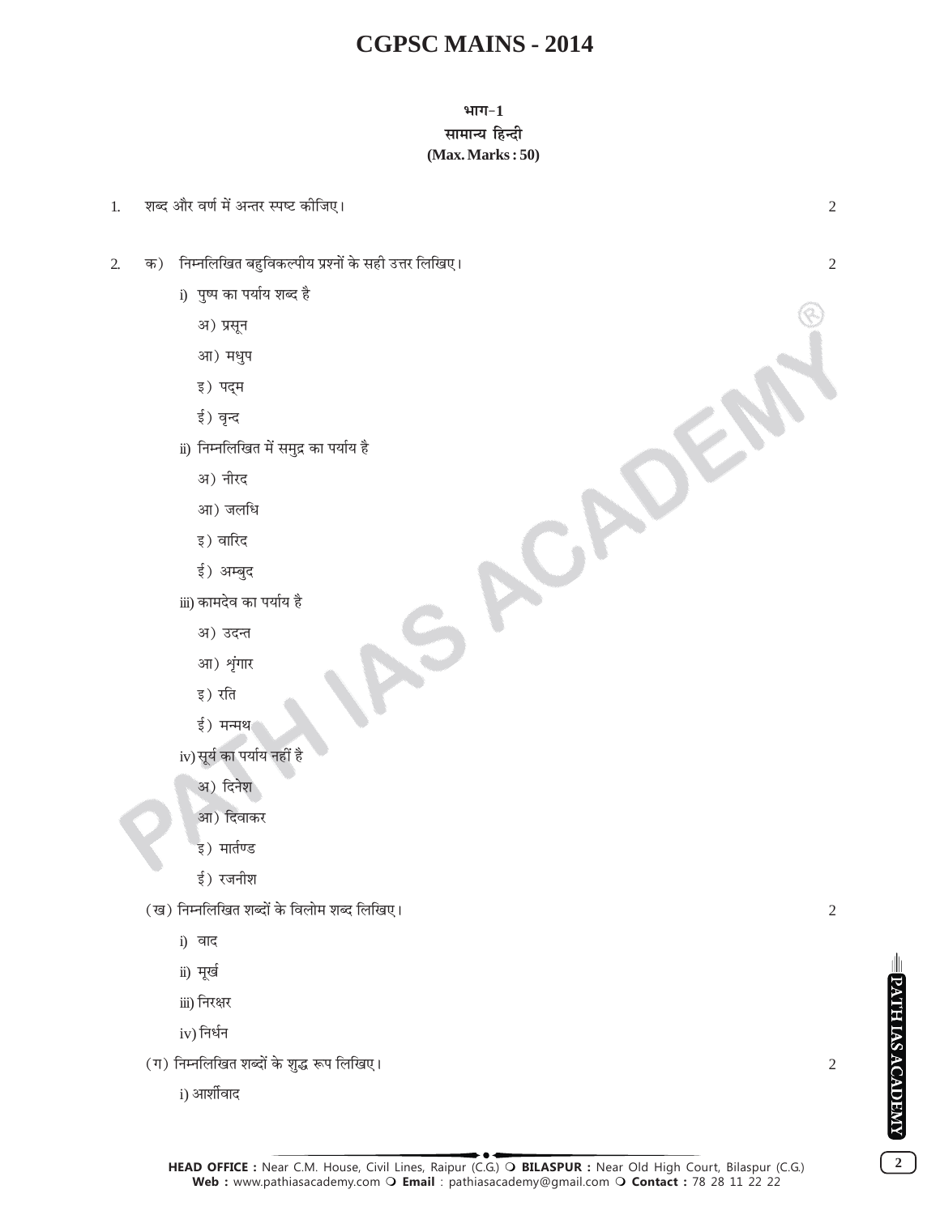# CGPSC MAINS - 2014

## भाग-1
## सामान्य हिन्दी
**(Max. Marks : 50)**

1. शब्द और वर्ण में अन्तर स्पष्ट कीजिए। 2

2. क) निम्नलिखित बहुविकल्पीय प्रश्नों के सही उत्तर लिखिए। 2

   i) पुष्प का पर्याय शब्द है
      - अ) प्रसून
      - आ) मधुप
      - इ) पद्म
      - ई) वृन्द

   ii) निम्नलिखित में समुद्र का पर्याय है
      - अ) नीरद
      - आ) जलधि
      - इ) वारिद
      - ई) अम्बुद

   iii) कामदेव का पर्याय है
      - अ) उदन्त
      - आ) श्रृंगार
      - इ) रति
      - ई) मन्मथ

   iv) सूर्य का पर्याय नहीं है
      - अ) दिनेश
      - आ) दिवाकर
      - इ) मार्तण्ड
      - ई) रजनीश

   (ख) निम्नलिखित शब्दों के विलोम शब्द लिखिए। 2

   i) वाद
   ii) मूर्ख
   iii) निरक्षर
   iv) निर्धन

   (ग) निम्नलिखित शब्दों के शुद्ध रूप लिखिए। 2

   i) आर्शीवाद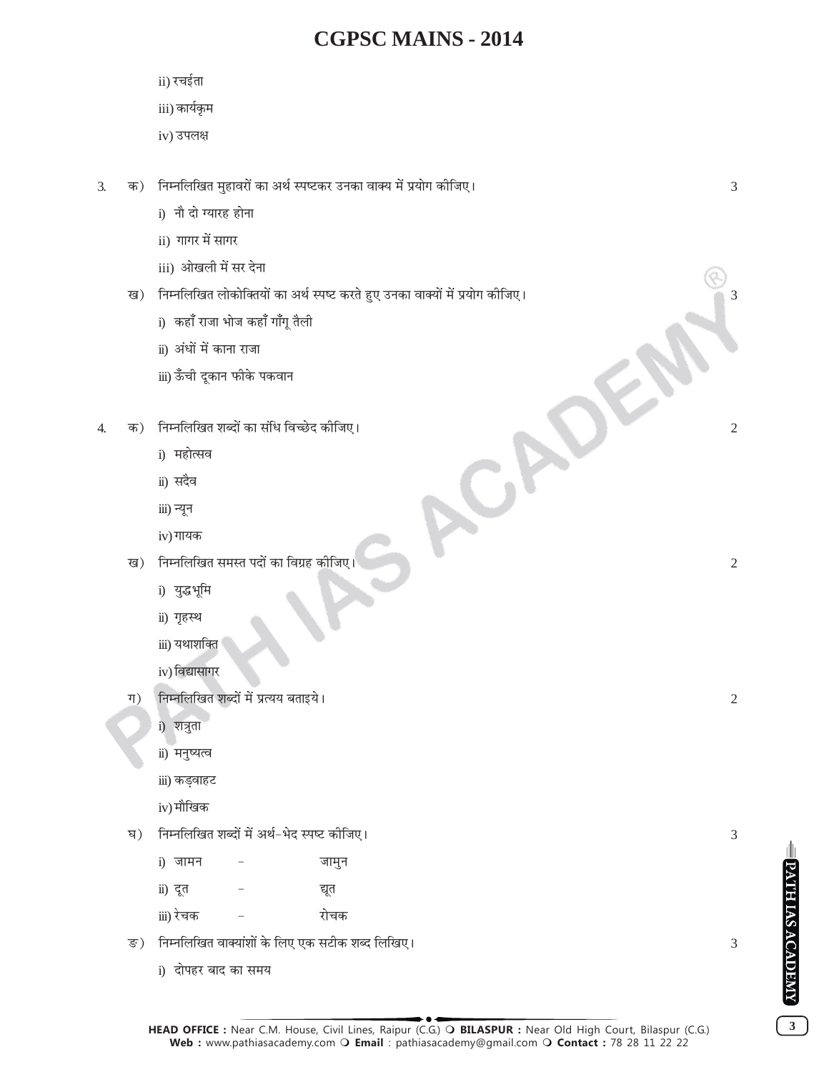ii) रचईता

iii) कार्यकृम

iv) उपलक्ष

3. क) निम्नलिखित मुहावरों का अर्थ स्पष्टकर उनका वाक्य में प्रयोग कीजिए। 3

i) नौ दो ग्यारह होना

ii) गागर में सागर

iii) ओखली में सर देना

ख) निम्नलिखित लोकोक्तियों का अर्थ स्पष्ट करते हुए उनका वाक्यों में प्रयोग कीजिए। 3

i) कहाँ राजा भोज कहाँ गाँगू तैली

ii) अंधों में काना राजा

iii) ऊँची दूकान फीके पकवान

4. क) निम्नलिखित शब्दों का संधि विच्छेद कीजिए। 2

i) महोत्सव

ii) सदैव

iii) न्यून

iv) गायक

ख) निम्नलिखित समस्त पदों का विग्रह कीजिए। 2

i) युद्धभूमि

ii) गृहस्थ

iii) यथाशक्ति

iv) विद्यासागर

ग) निम्नलिखित शब्दों में प्रत्यय बताइये। 2

i) शत्रुता

ii) मनुष्यत्व

iii) कड़वाहट

iv) मौखिक

घ) निम्नलिखित शब्दों में अर्थ-भेद स्पष्ट कीजिए। 3

i) जामन - जामुन

ii) दूत - द्यूत

iii) रेचक - रोचक

ङ) निम्नलिखित वाक्यांशों के लिए एक सटीक शब्द लिखिए। 3

i) दोपहर बाद का समय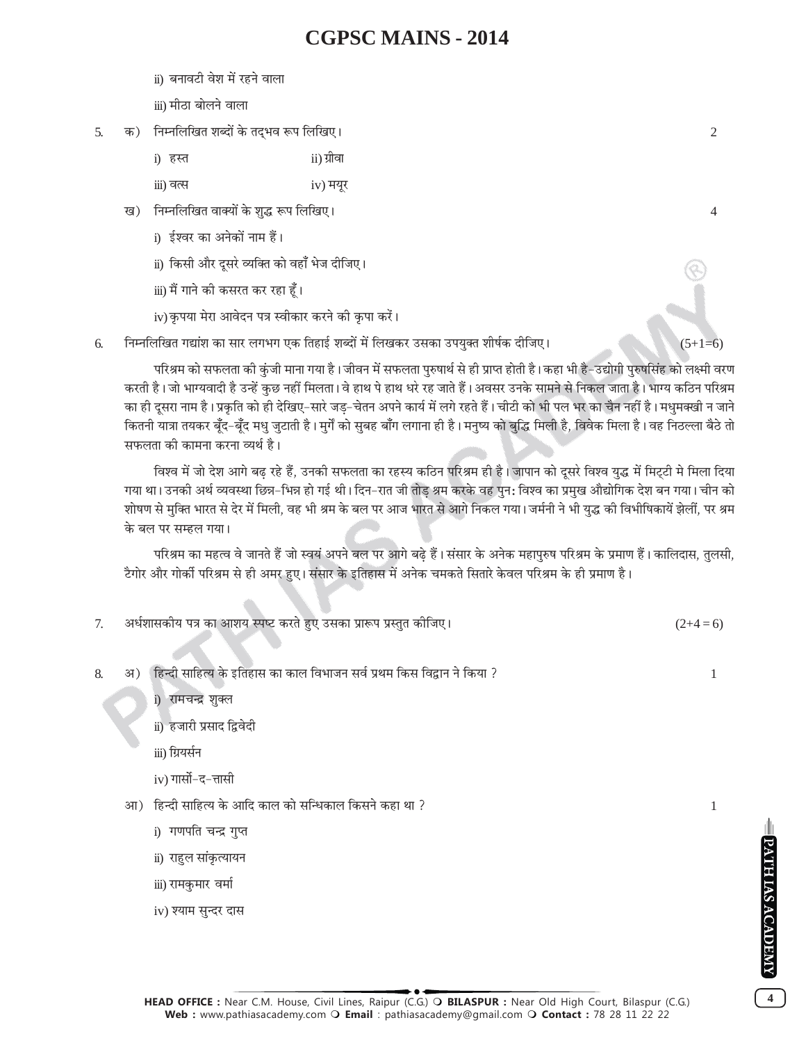ii) बनावटी वेश में रहने वाला

iii) मीठा बोलने वाला

5. क) निम्नलिखित शब्दों के तद्भव रूप लिखिए। 2

i) हस्त ii) ग्रीवा

iii) वत्स iv) मयूर

ख) निम्नलिखित वाक्यों के शुद्ध रूप लिखिए। 4

i) ईश्वर का अनेकों नाम हैं।

ii) किसी और दूसरे व्यक्ति को वहाँ भेज दीजिए।

iii) मैं गाने की कसरत कर रहा हूँ।

iv) कृपया मेरा आवेदन पत्र स्वीकार करने की कृपा करें।

6. निम्नलिखित गद्यांश का सार लगभग एक तिहाई शब्दों में लिखकर उसका उपयुक्त शीर्षक दीजिए। (5+1=6)

परिश्रम को सफलता की कुंजी माना गया है। जीवन में सफलता पुरुषार्थ से ही प्राप्त होती है। कहा भी है-उद्योगी पुरुषसिंह को लक्ष्मी वरण करती है। जो भाग्यवादी है उन्हें कुछ नहीं मिलता। वे हाथ पे हाथ धरे रह जाते हैं। अवसर उनके सामने से निकल जाता है। भाग्य कठिन परिश्रम का ही दूसरा नाम है। प्रकृति को ही देखिए-सारे जड़-चेतन अपने कार्य में लगे रहते हैं। चीटी को भी पल भर का चैन नहीं है। मधुमक्खी न जाने कितनी यात्रा तयकर बूँद-बूँद मधु जुटाती है। मुर्गे को सुबह बाँग लगाना ही है। मनुष्य को बुद्धि मिली है, विवेक मिला है। वह निठल्ला बैठे तो सफलता की कामना करना व्यर्थ है।

विश्व में जो देश आगे बढ़ रहे हैं, उनकी सफलता का रहस्य कठिन परिश्रम ही है। जापान को दूसरे विश्व युद्ध में मिट्टी मे मिला दिया गया था। उनकी अर्थ व्यवस्था छिन्न-भिन्न हो गई थी। दिन-रात जी तोड़ श्रम करके वह पुन: विश्व का प्रमुख औद्योगिक देश बन गया। चीन को शोषण से मुक्ति भारत से देर में मिली, वह भी श्रम के बल पर आज भारत से आगे निकल गया। जर्मनी ने भी युद्ध की विभीषिकायें झेलीं, पर श्रम के बल पर सम्हल गया।

परिश्रम का महत्व वे जानते हैं जो स्वयं अपने बल पर आगे बढ़े हैं। संसार के अनेक महापुरुष परिश्रम के प्रमाण हैं। कालिदास, तुलसी, टैगोर और गोर्की परिश्रम से ही अमर हुए। संसार के इतिहास में अनेक चमकते सितारे केवल परिश्रम के ही प्रमाण है।

7. अर्धशासकीय पत्र का आशय स्पष्ट करते हुए उसका प्रारूप प्रस्तुत कीजिए। (2+4 = 6)

8. अ) हिन्दी साहित्य के इतिहास का काल विभाजन सर्व प्रथम किस विद्वान ने किया ? 1

i) रामचन्द्र शुक्ल

ii) हजारी प्रसाद द्विवेदी

iii) ग्रियर्सन

iv) गार्सो-द-त्तासी

आ) हिन्दी साहित्य के आदि काल को सन्धिकाल किसने कहा था ? 1

i) गणपति चन्द्र गुप्त

ii) राहुल सांकृत्यायन

iii) रामकुमार वर्मा

iv) श्याम सुन्दर दास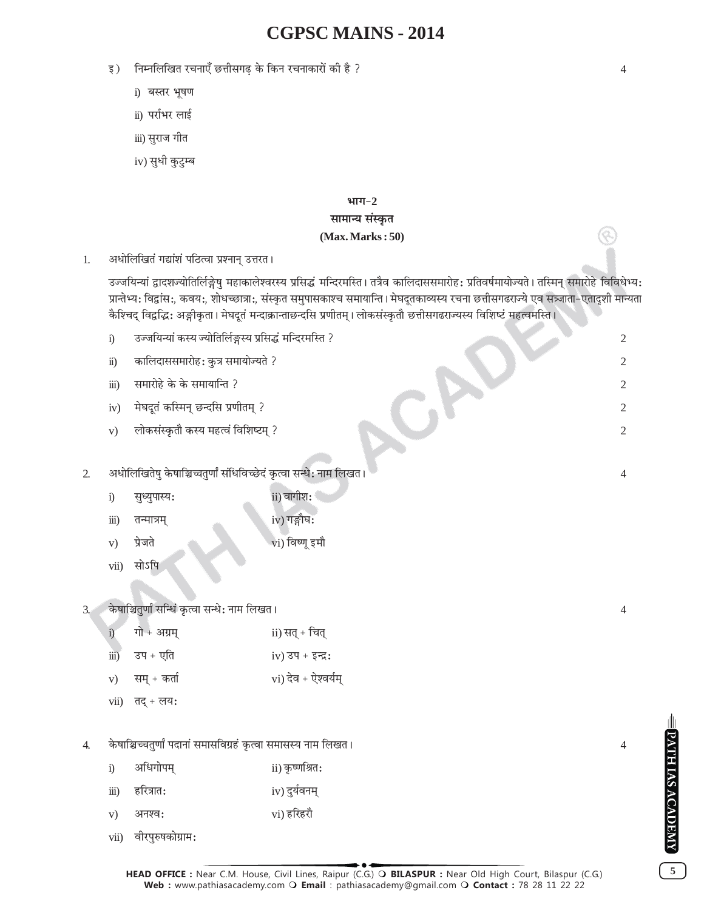इ) निम्नलिखित रचनाएँ छत्तीसगढ़ के किन रचनाकारों की है ? 4

i) बस्तर भूषण

ii) पर्राभर लाई

iii) सुराज गीत

iv) सुधी कुटुम्ब

## भाग-2

### सामान्य संस्कृत

**(Max. Marks : 50)**

1. अधोलिखितं गद्यांशं पठित्वा प्रश्नान् उत्तरत।

उज्जयिन्यां द्वादशज्योतिर्लिङ्गेषु महाकालेश्वरस्य प्रसिद्धं मन्दिरमस्ति। तत्रैव कालिदाससमारोहः प्रतिवर्षमायोज्यते। तस्मिन् समारोहे विविधेभ्यः प्रान्तेभ्यः विद्वांसः, कवयः, शोधच्छात्राः, संस्कृत समुपासकाश्च समायान्ति। मेघदूतकाव्यस्य रचना छत्तीसगढराज्ये एव सञ्जाता-एतादृशी मान्यता कैश्चिद् विद्वद्भिः अङ्गीकृता। मेघदूतं मन्दाक्रान्ताछन्दसि प्रणीतम्। लोकसंस्कृतौ छत्तीसगढराज्यस्य विशिष्टं महत्वमस्ति।

i) उज्जयिन्यां कस्य ज्योतिर्लिङ्गस्य प्रसिद्धं मन्दिरमस्ति ? 2

ii) कालिदाससमारोहः कुत्र समायोज्यते ? 2

iii) समारोहे के के समायान्ति ? 2

iv) मेघदूतं कस्मिन् छन्दसि प्रणीतम् ? 2

v) लोकसंस्कृतौ कस्य महत्वं विशिष्टम् ? 2

2. अधोलिखितेषु केषाञ्चिच्चतुर्णां संधिविच्छेदं कृत्वा सन्धेः नाम लिखत। 4

i) सुध्युपास्यः
ii) वागीशः
iii) तन्मात्रम्
iv) गङ्गौघः
v) प्रेजते
vi) विष्णू इमौ
vii) सोऽपि

3. केषाञ्चितुर्णां सन्धिं कृत्वा सन्धेः नाम लिखत। 4

i) गो + अग्रम्
ii) सत् + चित्
iii) उप + एति
iv) उप + इन्द्रः
v) सम् + कर्ता
vi) देव + ऐश्वर्यम्
vii) तद् + लयः

4. केषाञ्चिच्चतुर्णां पदानां समासविग्रहं कृत्वा समासस्य नाम लिखत। 4

i) अधिगोपम्
ii) कृष्णश्रितः
iii) हरित्रातः
iv) दुर्यवनम्
v) अनश्वः
vi) हरिहरौ
vii) वीरपुरुषकोग्रामः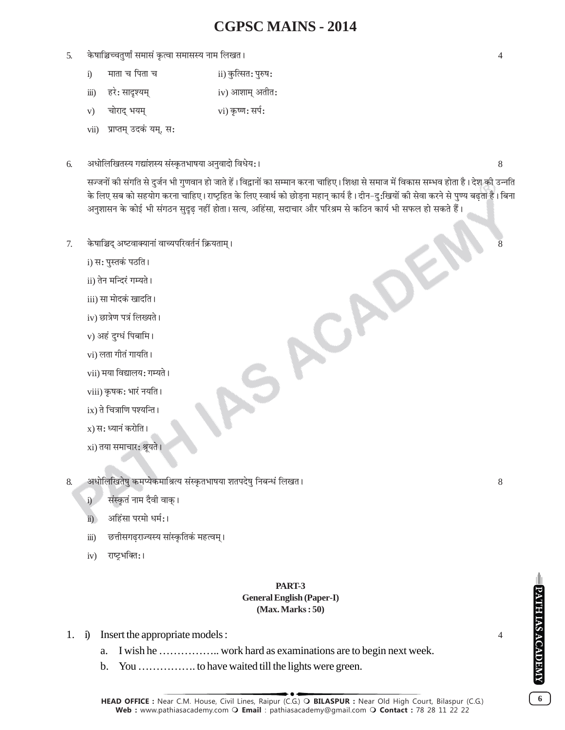5. केषाञ्चिच्चतुर्णां समासं कृत्वा समासस्य नाम लिखत। 4

   i) माता च पिता च ii) कुत्सितः पुरुषः

   iii) हरेः सादृश्यम् iv) आशाम् अतीतः

   v) चोराद् भयम् vi) कृष्णः सर्पः

   vii) प्राप्तम् उदकं यम्, सः

6. अधोलिखितस्य गद्यांशस्य संस्कृतभाषया अनुवादो विधेयः। 8

   सज्जनों की संगति से दुर्जन भी गुणवान हो जाते हैं। विद्वानों का सम्मान करना चाहिए। शिक्षा से समाज में विकास सम्भव होता है। देश की उन्नति के लिए सब को सहयोग करना चाहिए। राष्ट्रहित के लिए स्वार्थ को छोड़ना महान् कार्य है। दीन-दुःखियों की सेवा करने से पुण्य बढ़ता है। बिना अनुशासन के कोई भी संगठन सुदृढ़ नहीं होता। सत्य, अहिंसा, सदाचार और परिश्रम से कठिन कार्य भी सफल हो सकते हैं।

7. केषाञ्चिद् अष्टवाक्यानां वाच्यपरिवर्तनं क्रियताम्। 8

   i) सः पुस्तकं पठति।

   ii) तेन मन्दिरं गम्यते।

   iii) सा मोदकं खादति।

   iv) छात्रेण पत्रं लिख्यते।

   v) अहं दुग्धं पिबामि।

   vi) लता गीतं गायति।

   vii) मया विद्यालयः गम्यते।

   viii) कृषकः भारं नयति।

   ix) ते चित्राणि पश्यन्ति।

   x) सः ध्यानं करोति।

   xi) तया समाचारः श्रूयते।

8. अधोलिखितेषु कमप्येकमाश्रित्य संस्कृतभाषया शतपदेषु निबन्धं लिखत। 8

   i) संस्कृतं नाम दैवी वाक्।

   ii) अहिंसा परमो धर्मः।

   iii) छत्तीसगढ़राज्यस्य सांस्कृतिकं महत्वम्।

   iv) राष्ट्रभक्तिः।

## PART-3
### General English (Paper-I)
### (Max. Marks : 50)

1. i) Insert the appropriate models : 4

   a. I wish he …………….. work hard as examinations are to begin next week.

   b. You ……………. to have waited till the lights were green.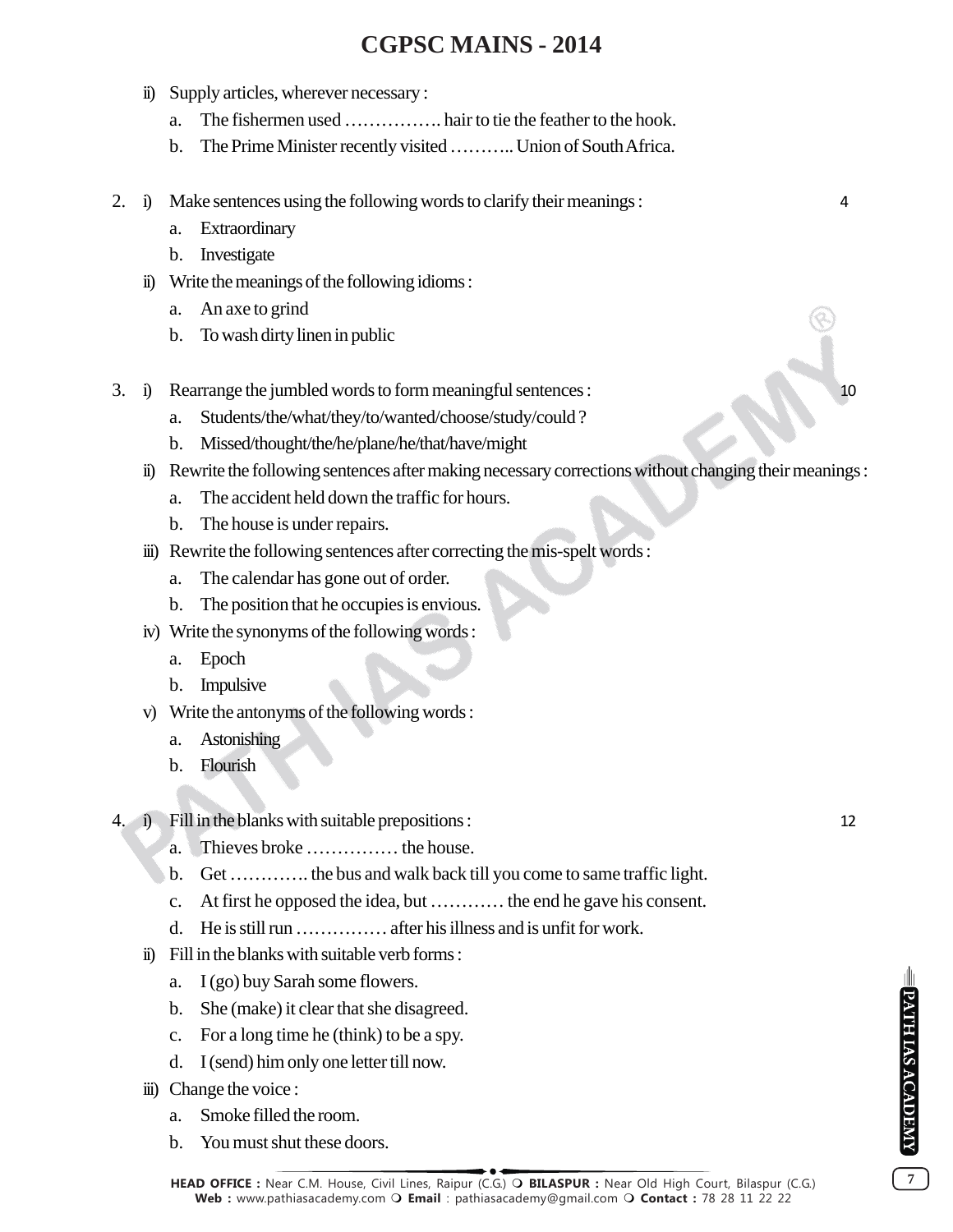ii) Supply articles, wherever necessary :

a. The fishermen used ……………. hair to tie the feather to the hook.

b. The Prime Minister recently visited ……….. Union of South Africa.

2. i) Make sentences using the following words to clarify their meanings : 4

a. Extraordinary

b. Investigate

ii) Write the meanings of the following idioms :

a. An axe to grind

b. To wash dirty linen in public

3. i) Rearrange the jumbled words to form meaningful sentences : 10

a. Students/the/what/they/to/wanted/choose/study/could ?

b. Missed/thought/the/he/plane/he/that/have/might

ii) Rewrite the following sentences after making necessary corrections without changing their meanings :

a. The accident held down the traffic for hours.

b. The house is under repairs.

iii) Rewrite the following sentences after correcting the mis-spelt words :

a. The calendar has gone out of order.

b. The position that he occupies is envious.

iv) Write the synonyms of the following words :

a. Epoch

b. Impulsive

v) Write the antonyms of the following words :

a. Astonishing

b. Flourish

4. i) Fill in the blanks with suitable prepositions : 12

a. Thieves broke …………… the house.

b. Get …………. the bus and walk back till you come to same traffic light.

c. At first he opposed the idea, but ………… the end he gave his consent.

d. He is still run …………… after his illness and is unfit for work.

ii) Fill in the blanks with suitable verb forms :

a. I (go) buy Sarah some flowers.

b. She (make) it clear that she disagreed.

c. For a long time he (think) to be a spy.

d. I (send) him only one letter till now.

iii) Change the voice :

a. Smoke filled the room.

b. You must shut these doors.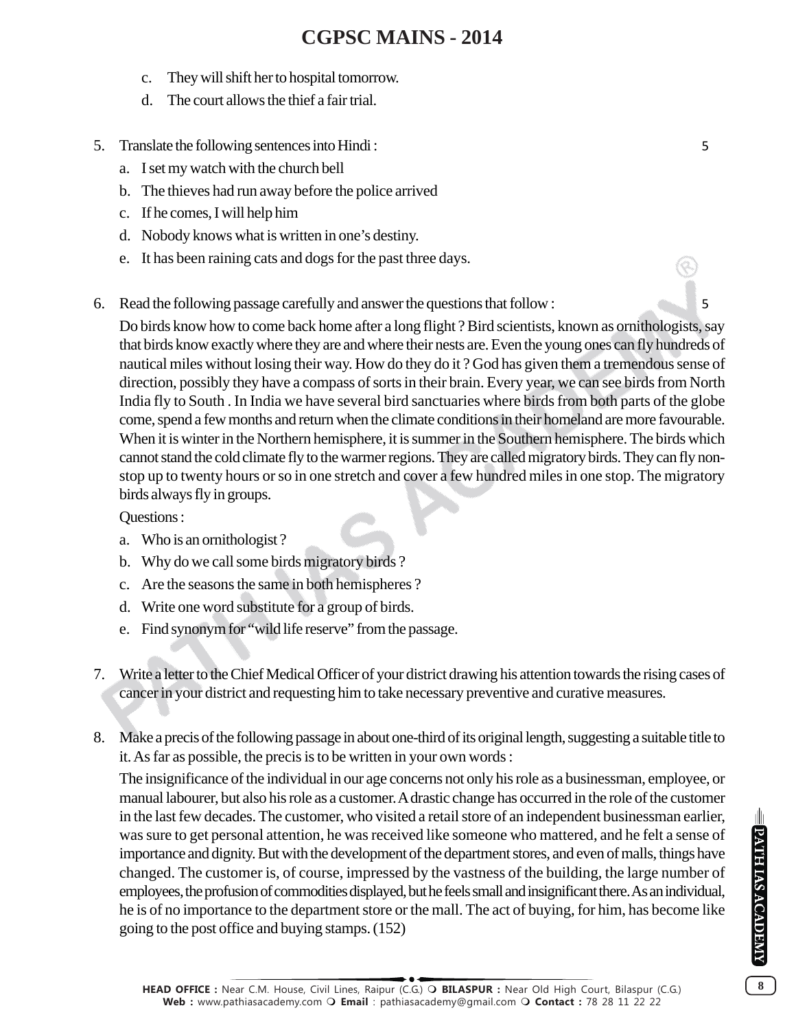c. They will shift her to hospital tomorrow.

d. The court allows the thief a fair trial.

5. Translate the following sentences into Hindi : 5

   a. I set my watch with the church bell

   b. The thieves had run away before the police arrived

   c. If he comes, I will help him

   d. Nobody knows what is written in one's destiny.

   e. It has been raining cats and dogs for the past three days.

6. Read the following passage carefully and answer the questions that follow : 5

   Do birds know how to come back home after a long flight ? Bird scientists, known as ornithologists, say that birds know exactly where they are and where their nests are. Even the young ones can fly hundreds of nautical miles without losing their way. How do they do it ? God has given them a tremendous sense of direction, possibly they have a compass of sorts in their brain. Every year, we can see birds from North India fly to South . In India we have several bird sanctuaries where birds from both parts of the globe come, spend a few months and return when the climate conditions in their homeland are more favourable. When it is winter in the Northern hemisphere, it is summer in the Southern hemisphere. The birds which cannot stand the cold climate fly to the warmer regions. They are called migratory birds. They can fly non-stop up to twenty hours or so in one stretch and cover a few hundred miles in one stop. The migratory birds always fly in groups.

   Questions :

   a. Who is an ornithologist ?

   b. Why do we call some birds migratory birds ?

   c. Are the seasons the same in both hemispheres ?

   d. Write one word substitute for a group of birds.

   e. Find synonym for "wild life reserve" from the passage.

7. Write a letter to the Chief Medical Officer of your district drawing his attention towards the rising cases of cancer in your district and requesting him to take necessary preventive and curative measures.

8. Make a precis of the following passage in about one-third of its original length, suggesting a suitable title to it. As far as possible, the precis is to be written in your own words :

   The insignificance of the individual in our age concerns not only his role as a businessman, employee, or manual labourer, but also his role as a customer. A drastic change has occurred in the role of the customer in the last few decades. The customer, who visited a retail store of an independent businessman earlier, was sure to get personal attention, he was received like someone who mattered, and he felt a sense of importance and dignity. But with the development of the department stores, and even of malls, things have changed. The customer is, of course, impressed by the vastness of the building, the large number of employees, the profusion of commodities displayed, but he feels small and insignificant there. As an individual, he is of no importance to the department store or the mall. The act of buying, for him, has become like going to the post office and buying stamps. (152)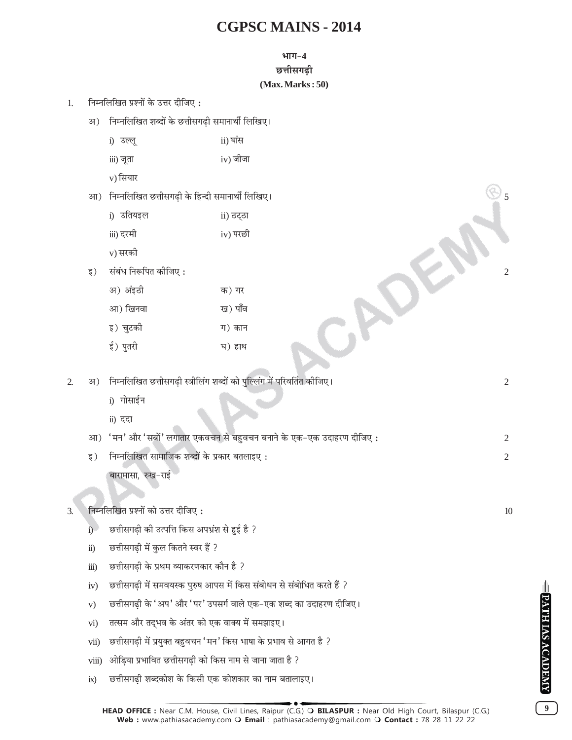# CGPSC MAINS - 2014

## भाग-4
## छत्तीसगढ़ी
**(Max. Marks : 50)**

1. निम्नलिखित प्रश्नों के उत्तर दीजिए :

   अ) निम्नलिखित शब्दों के छत्तीसगढ़ी समानार्थी लिखिए।

   i) उल्लू &nbsp;&nbsp;&nbsp;&nbsp; ii) घांस

   iii) जूता &nbsp;&nbsp;&nbsp;&nbsp; iv) जीजा

   v) सियार

   आ) निम्नलिखित छत्तीसगढ़ी के हिन्दी समानार्थी लिखिए। &nbsp;&nbsp;&nbsp;&nbsp; 5

   i) उतियइल &nbsp;&nbsp;&nbsp;&nbsp; ii) ठट्ठा

   iii) दरमी &nbsp;&nbsp;&nbsp;&nbsp; iv) परछी

   v) सरकी

   इ) संबंध निरूपित कीजिए : &nbsp;&nbsp;&nbsp;&nbsp; 2

   अ) अंइठी &nbsp;&nbsp;&nbsp;&nbsp; क) गर

   आ) खिनवा &nbsp;&nbsp;&nbsp;&nbsp; ख) पाँव

   इ) चुटकी &nbsp;&nbsp;&nbsp;&nbsp; ग) कान

   ई) पुतरी &nbsp;&nbsp;&nbsp;&nbsp; घ) हाथ

2. अ) निम्नलिखित छत्तीसगढ़ी स्त्रीलिंग शब्दों को पुल्लिंग में परिवर्तित कीजिए। &nbsp;&nbsp;&nbsp;&nbsp; 2

   i) गोसाईन

   ii) ददा

   आ) 'मन' और 'सबों' लगातार एकवचन से बहुवचन बनाने के एक-एक उदाहरण दीजिए : &nbsp;&nbsp;&nbsp;&nbsp; 2

   इ) निम्नलिखित सामाजिक शब्दों के प्रकार बतलाइए : &nbsp;&nbsp;&nbsp;&nbsp; 2

   बारामासा, रुख-राई

3. निम्नलिखित प्रश्नों को उत्तर दीजिए : &nbsp;&nbsp;&nbsp;&nbsp; 10

   i) छत्तीसगढ़ी की उत्पत्ति किस अपभ्रंश से हुई है ?

   ii) छत्तीसगढ़ी में कुल कितने स्वर हैं ?

   iii) छत्तीसगढ़ी के प्रथम व्याकरणकार कौन है ?

   iv) छत्तीसगढ़ी में समवयस्क पुरुष आपस में किस संबोधन से संबोधित करते हैं ?

   v) छत्तीसगढ़ी के 'अप' और 'पर' उपसर्ग वाले एक-एक शब्द का उदाहरण दीजिए।

   vi) तत्सम और तद्भव के अंतर को एक वाक्य में समझाइए।

   vii) छत्तीसगढ़ी में प्रयुक्त बहुवचन 'मन' किस भाषा के प्रभाव से आगत है ?

   viii) ओड़िया प्रभावित छत्तीसगढ़ी को किस नाम से जाना जाता है ?

   ix) छत्तीसगढ़ी शब्दकोश के किसी एक कोशकार का नाम बतालाइए।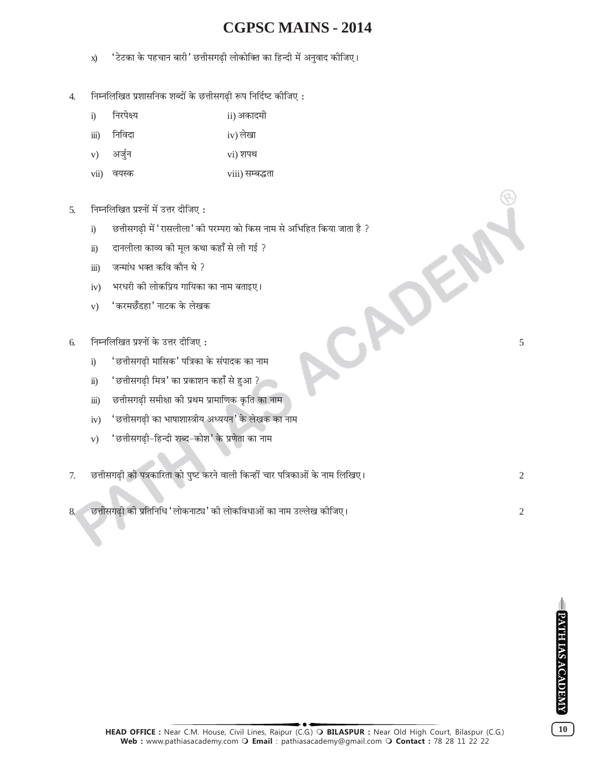x) 'टेटका के पहचान बारी' छत्तीसगढ़ी लोकोक्ति का हिन्दी में अनुवाद कीजिए।

4. निम्नलिखित प्रशासनिक शब्दों के छत्तीसगढ़ी रूप निर्दिष्ट कीजिए :

| | |
|---|---|
| i) निरपेक्ष्य | ii) अकादमी |
| iii) निविदा | iv) लेखा |
| v) अर्जुन | vi) शपथ |
| vii) वयस्क | viii) सम्बद्धता |

5. निम्नलिखित प्रश्नों में उत्तर दीजिए :

   i) छत्तीसगढ़ी में 'रासलीला' की परम्परा को किस नाम से अभिहित किया जाता है ?

   ii) दानलीला काव्य की मूल कथा कहाँ से ली गई ?

   iii) जन्मांध भक्त कवि कौन थे ?

   iv) भरथरी की लोकप्रिय गायिका का नाम बताइए।

   v) 'करमछँडहा' नाटक के लेखक

6. निम्नलिखित प्रश्नों के उत्तर दीजिए : 5

   i) 'छत्तीसगढ़ी मासिक' पत्रिका के संपादक का नाम

   ii) 'छत्तीसगढ़ी मित्र' का प्रकाशन कहाँ से हुआ ?

   iii) छत्तीसगढ़ी समीक्षा की प्रथम प्रामाणिक कृति का नाम

   iv) 'छत्तीसगढ़ी का भाषाशास्त्रीय अध्ययन' के लेखक का नाम

   v) 'छत्तीसगढ़ी-हिन्दी शब्द-कोश' के प्रणेता का नाम

7. छत्तीसगढ़ी की पत्रकारिता को पुष्ट करने वाली किन्हीं चार पत्रिकाओं के नाम लिखिए। 2

8. छत्तीसगढ़ी की प्रतिनिधि 'लोकनाट्य' की लोकविधाओं का नाम उल्लेख कीजिए। 2